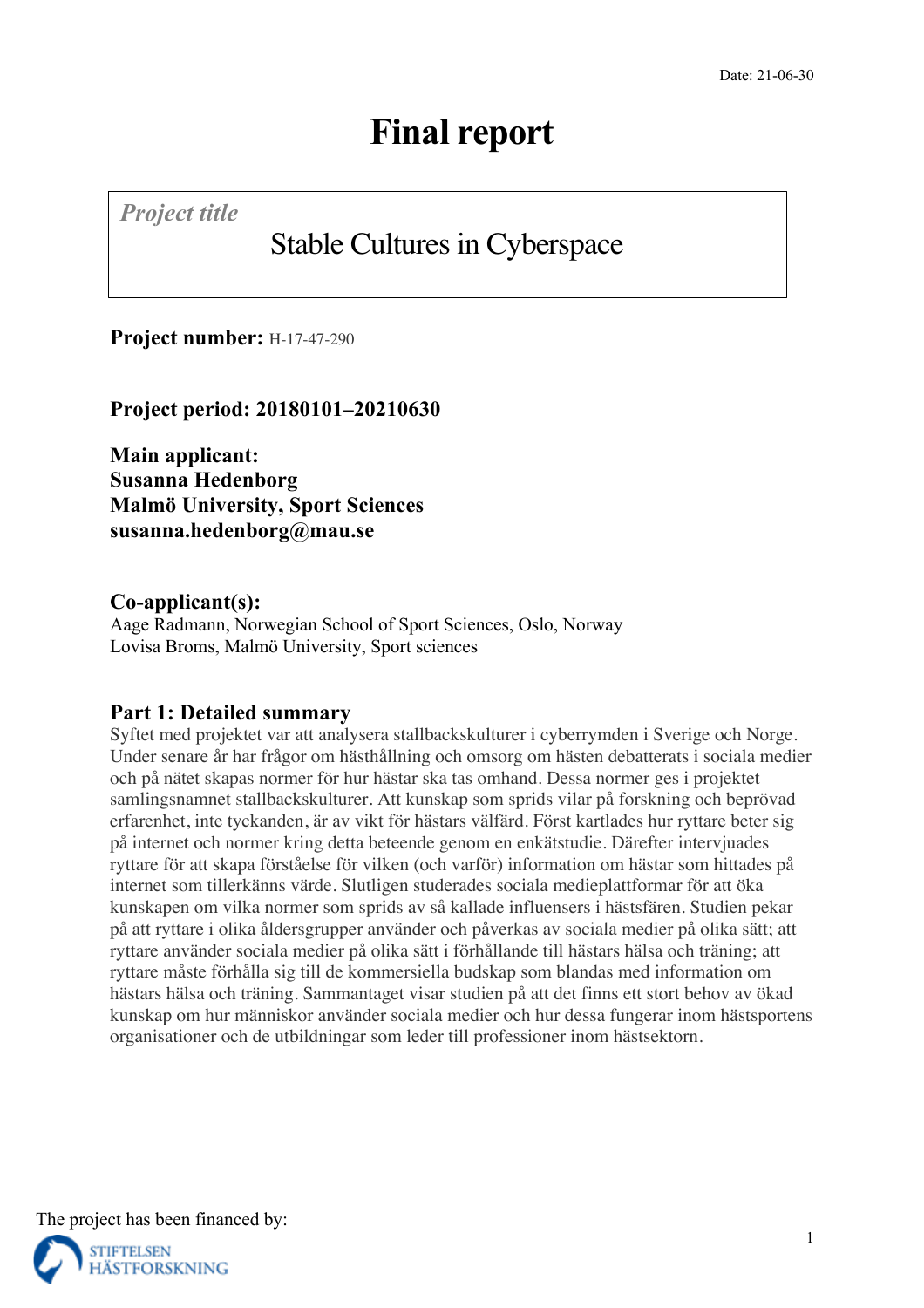Date: 21-06-30

# Final report

*Project title*

Stable Cultures in Cyberspace

**Project number:** H-17-47-290

**Project period: 20180101–20210630**

**Main applicant:**
**Susanna Hedenborg**
**Malmö University, Sport Sciences**
**susanna.hedenborg@mau.se**

**Co-applicant(s):**
Aage Radmann, Norwegian School of Sport Sciences, Oslo, Norway
Lovisa Broms, Malmö University, Sport sciences

## Part 1: Detailed summary

Syftet med projektet var att analysera stallbackskulturer i cyberrymden i Sverige och Norge. Under senare år har frågor om hästhållning och omsorg om hästen debatterats i sociala medier och på nätet skapas normer för hur hästar ska tas omhand. Dessa normer ges i projektet samlingsnamnet stallbackskulturer. Att kunskap som sprids vilar på forskning och beprövad erfarenhet, inte tyckanden, är av vikt för hästars välfärd. Först kartlades hur ryttare beter sig på internet och normer kring detta beteende genom en enkätstudie. Därefter intervjuades ryttare för att skapa förståelse för vilken (och varför) information om hästar som hittades på internet som tillerkänns värde. Slutligen studerades sociala medieplattformar för att öka kunskapen om vilka normer som sprids av så kallade influensers i hästsfären. Studien pekar på att ryttare i olika åldersgrupper använder och påverkas av sociala medier på olika sätt; att ryttare använder sociala medier på olika sätt i förhållande till hästars hälsa och träning; att ryttare måste förhålla sig till de kommersiella budskap som blandas med information om hästars hälsa och träning. Sammantaget visar studien på att det finns ett stort behov av ökad kunskap om hur människor använder sociala medier och hur dessa fungerar inom hästsportens organisationer och de utbildningar som leder till professioner inom hästsektorn.

The project has been financed by:

STIFTELSEN HÄSTFORSKNING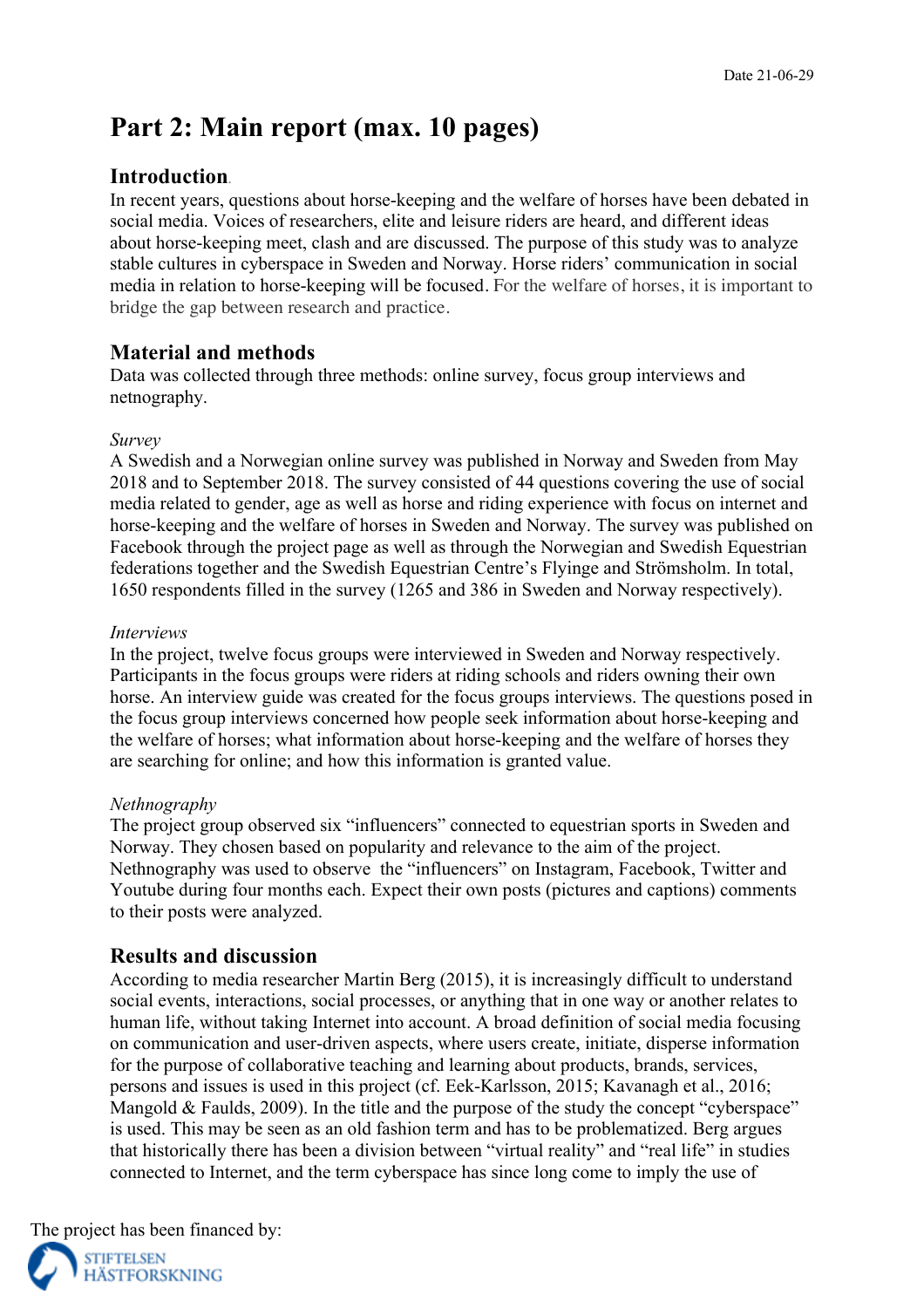# Part 2: Main report (max. 10 pages)

## Introduction

In recent years, questions about horse-keeping and the welfare of horses have been debated in social media. Voices of researchers, elite and leisure riders are heard, and different ideas about horse-keeping meet, clash and are discussed. The purpose of this study was to analyze stable cultures in cyberspace in Sweden and Norway. Horse riders' communication in social media in relation to horse-keeping will be focused. For the welfare of horses, it is important to bridge the gap between research and practice.

## Material and methods

Data was collected through three methods: online survey, focus group interviews and netnography.

*Survey*

A Swedish and a Norwegian online survey was published in Norway and Sweden from May 2018 and to September 2018. The survey consisted of 44 questions covering the use of social media related to gender, age as well as horse and riding experience with focus on internet and horse-keeping and the welfare of horses in Sweden and Norway. The survey was published on Facebook through the project page as well as through the Norwegian and Swedish Equestrian federations together and the Swedish Equestrian Centre's Flyinge and Strömsholm. In total, 1650 respondents filled in the survey (1265 and 386 in Sweden and Norway respectively).

*Interviews*

In the project, twelve focus groups were interviewed in Sweden and Norway respectively. Participants in the focus groups were riders at riding schools and riders owning their own horse. An interview guide was created for the focus groups interviews. The questions posed in the focus group interviews concerned how people seek information about horse-keeping and the welfare of horses; what information about horse-keeping and the welfare of horses they are searching for online; and how this information is granted value.

*Nethnography*

The project group observed six "influencers" connected to equestrian sports in Sweden and Norway. They chosen based on popularity and relevance to the aim of the project. Nethnography was used to observe the "influencers" on Instagram, Facebook, Twitter and Youtube during four months each. Expect their own posts (pictures and captions) comments to their posts were analyzed.

## Results and discussion

According to media researcher Martin Berg (2015), it is increasingly difficult to understand social events, interactions, social processes, or anything that in one way or another relates to human life, without taking Internet into account. A broad definition of social media focusing on communication and user-driven aspects, where users create, initiate, disperse information for the purpose of collaborative teaching and learning about products, brands, services, persons and issues is used in this project (cf. Eek-Karlsson, 2015; Kavanagh et al., 2016; Mangold & Faulds, 2009). In the title and the purpose of the study the concept "cyberspace" is used. This may be seen as an old fashion term and has to be problematized. Berg argues that historically there has been a division between "virtual reality" and "real life" in studies connected to Internet, and the term cyberspace has since long come to imply the use of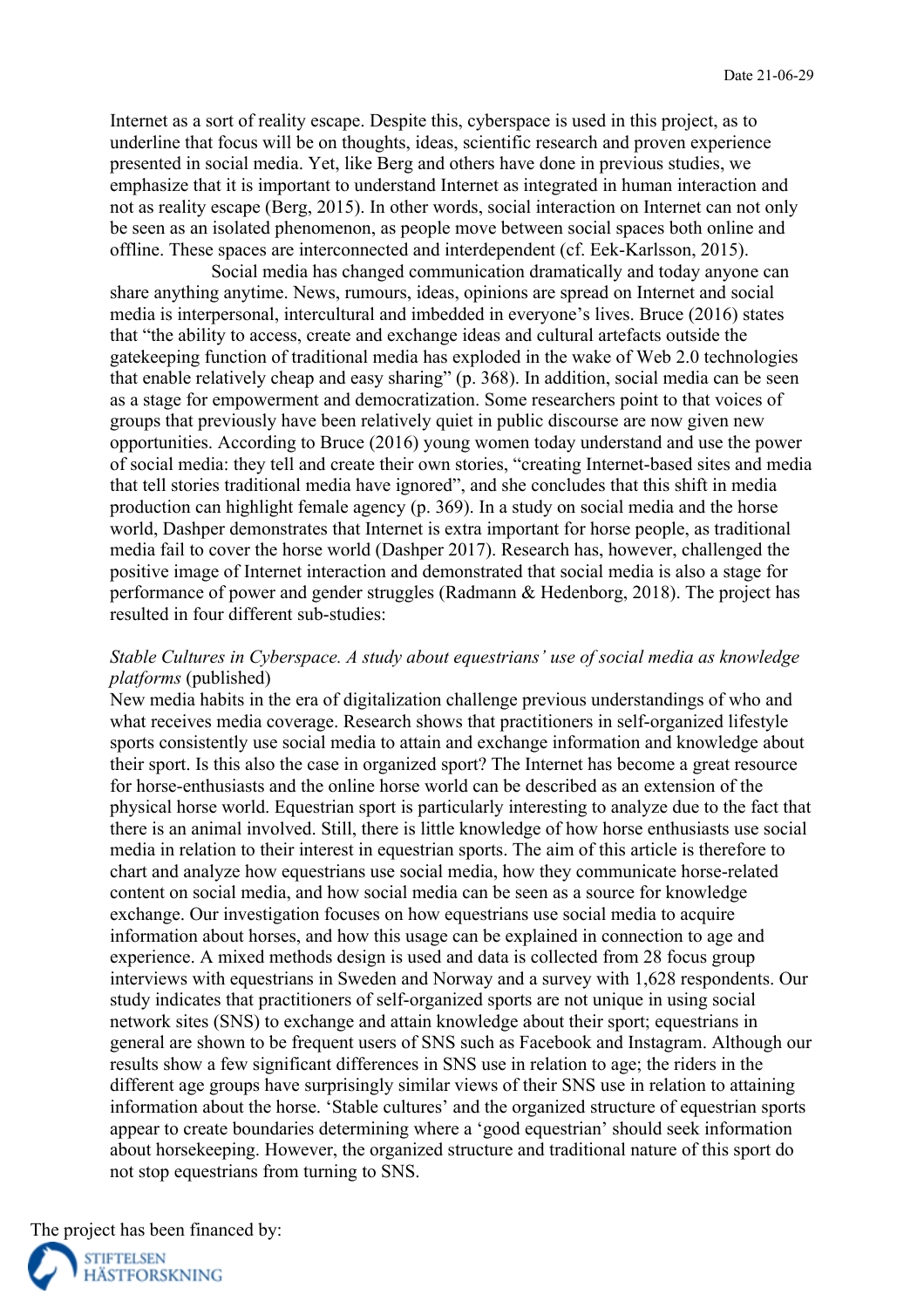Internet as a sort of reality escape. Despite this, cyberspace is used in this project, as to underline that focus will be on thoughts, ideas, scientific research and proven experience presented in social media. Yet, like Berg and others have done in previous studies, we emphasize that it is important to understand Internet as integrated in human interaction and not as reality escape (Berg, 2015). In other words, social interaction on Internet can not only be seen as an isolated phenomenon, as people move between social spaces both online and offline. These spaces are interconnected and interdependent (cf. Eek-Karlsson, 2015).

Social media has changed communication dramatically and today anyone can share anything anytime. News, rumours, ideas, opinions are spread on Internet and social media is interpersonal, intercultural and imbedded in everyone's lives. Bruce (2016) states that "the ability to access, create and exchange ideas and cultural artefacts outside the gatekeeping function of traditional media has exploded in the wake of Web 2.0 technologies that enable relatively cheap and easy sharing" (p. 368). In addition, social media can be seen as a stage for empowerment and democratization. Some researchers point to that voices of groups that previously have been relatively quiet in public discourse are now given new opportunities. According to Bruce (2016) young women today understand and use the power of social media: they tell and create their own stories, "creating Internet-based sites and media that tell stories traditional media have ignored", and she concludes that this shift in media production can highlight female agency (p. 369). In a study on social media and the horse world, Dashper demonstrates that Internet is extra important for horse people, as traditional media fail to cover the horse world (Dashper 2017). Research has, however, challenged the positive image of Internet interaction and demonstrated that social media is also a stage for performance of power and gender struggles (Radmann & Hedenborg, 2018). The project has resulted in four different sub-studies:

*Stable Cultures in Cyberspace. A study about equestrians' use of social media as knowledge platforms* (published)

New media habits in the era of digitalization challenge previous understandings of who and what receives media coverage. Research shows that practitioners in self-organized lifestyle sports consistently use social media to attain and exchange information and knowledge about their sport. Is this also the case in organized sport? The Internet has become a great resource for horse-enthusiasts and the online horse world can be described as an extension of the physical horse world. Equestrian sport is particularly interesting to analyze due to the fact that there is an animal involved. Still, there is little knowledge of how horse enthusiasts use social media in relation to their interest in equestrian sports. The aim of this article is therefore to chart and analyze how equestrians use social media, how they communicate horse-related content on social media, and how social media can be seen as a source for knowledge exchange. Our investigation focuses on how equestrians use social media to acquire information about horses, and how this usage can be explained in connection to age and experience. A mixed methods design is used and data is collected from 28 focus group interviews with equestrians in Sweden and Norway and a survey with 1,628 respondents. Our study indicates that practitioners of self-organized sports are not unique in using social network sites (SNS) to exchange and attain knowledge about their sport; equestrians in general are shown to be frequent users of SNS such as Facebook and Instagram. Although our results show a few significant differences in SNS use in relation to age; the riders in the different age groups have surprisingly similar views of their SNS use in relation to attaining information about the horse. 'Stable cultures' and the organized structure of equestrian sports appear to create boundaries determining where a 'good equestrian' should seek information about horsekeeping. However, the organized structure and traditional nature of this sport do not stop equestrians from turning to SNS.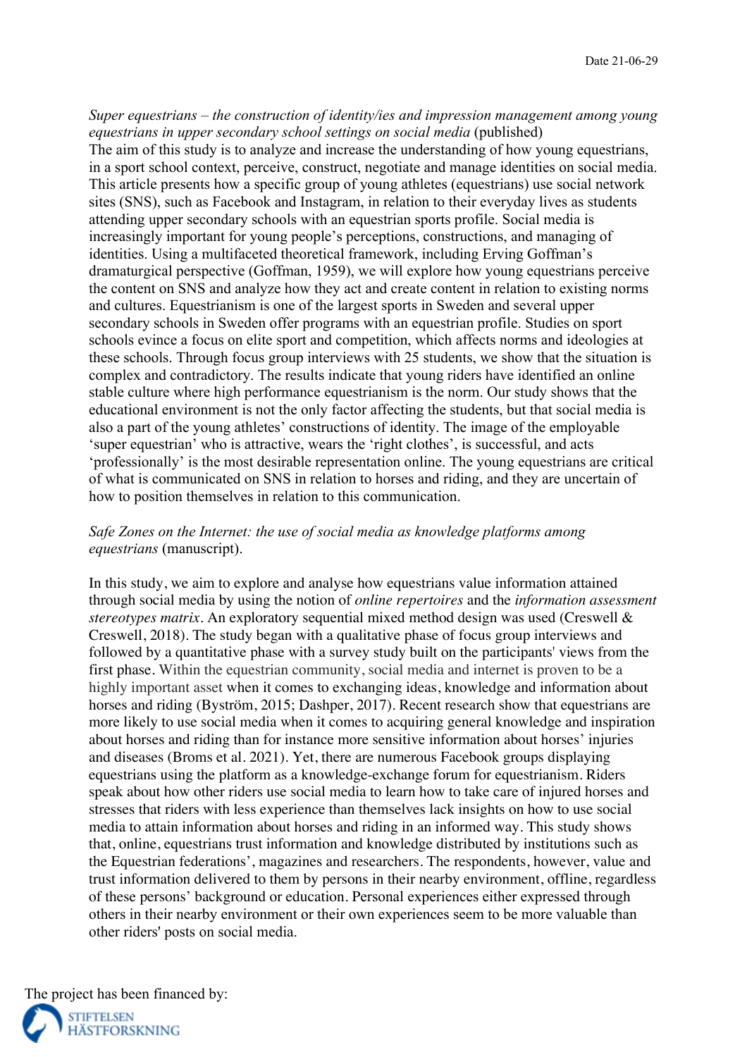Date 21-06-29

*Super equestrians – the construction of identity/ies and impression management among young equestrians in upper secondary school settings on social media* (published)
The aim of this study is to analyze and increase the understanding of how young equestrians, in a sport school context, perceive, construct, negotiate and manage identities on social media. This article presents how a specific group of young athletes (equestrians) use social network sites (SNS), such as Facebook and Instagram, in relation to their everyday lives as students attending upper secondary schools with an equestrian sports profile. Social media is increasingly important for young people's perceptions, constructions, and managing of identities. Using a multifaceted theoretical framework, including Erving Goffman's dramaturgical perspective (Goffman, 1959), we will explore how young equestrians perceive the content on SNS and analyze how they act and create content in relation to existing norms and cultures. Equestrianism is one of the largest sports in Sweden and several upper secondary schools in Sweden offer programs with an equestrian profile. Studies on sport schools evince a focus on elite sport and competition, which affects norms and ideologies at these schools. Through focus group interviews with 25 students, we show that the situation is complex and contradictory. The results indicate that young riders have identified an online stable culture where high performance equestrianism is the norm. Our study shows that the educational environment is not the only factor affecting the students, but that social media is also a part of the young athletes' constructions of identity. The image of the employable 'super equestrian' who is attractive, wears the 'right clothes', is successful, and acts 'professionally' is the most desirable representation online. The young equestrians are critical of what is communicated on SNS in relation to horses and riding, and they are uncertain of how to position themselves in relation to this communication.

*Safe Zones on the Internet: the use of social media as knowledge platforms among equestrians* (manuscript).

In this study, we aim to explore and analyse how equestrians value information attained through social media by using the notion of *online repertoires* and the *information assessment stereotypes matrix*. An exploratory sequential mixed method design was used (Creswell & Creswell, 2018). The study began with a qualitative phase of focus group interviews and followed by a quantitative phase with a survey study built on the participants' views from the first phase. Within the equestrian community, social media and internet is proven to be a highly important asset when it comes to exchanging ideas, knowledge and information about horses and riding (Byström, 2015; Dashper, 2017). Recent research show that equestrians are more likely to use social media when it comes to acquiring general knowledge and inspiration about horses and riding than for instance more sensitive information about horses' injuries and diseases (Broms et al. 2021). Yet, there are numerous Facebook groups displaying equestrians using the platform as a knowledge-exchange forum for equestrianism. Riders speak about how other riders use social media to learn how to take care of injured horses and stresses that riders with less experience than themselves lack insights on how to use social media to attain information about horses and riding in an informed way. This study shows that, online, equestrians trust information and knowledge distributed by institutions such as the Equestrian federations', magazines and researchers. The respondents, however, value and trust information delivered to them by persons in their nearby environment, offline, regardless of these persons' background or education. Personal experiences either expressed through others in their nearby environment or their own experiences seem to be more valuable than other riders' posts on social media.

The project has been financed by:
STIFTELSEN HÄSTFORSKNING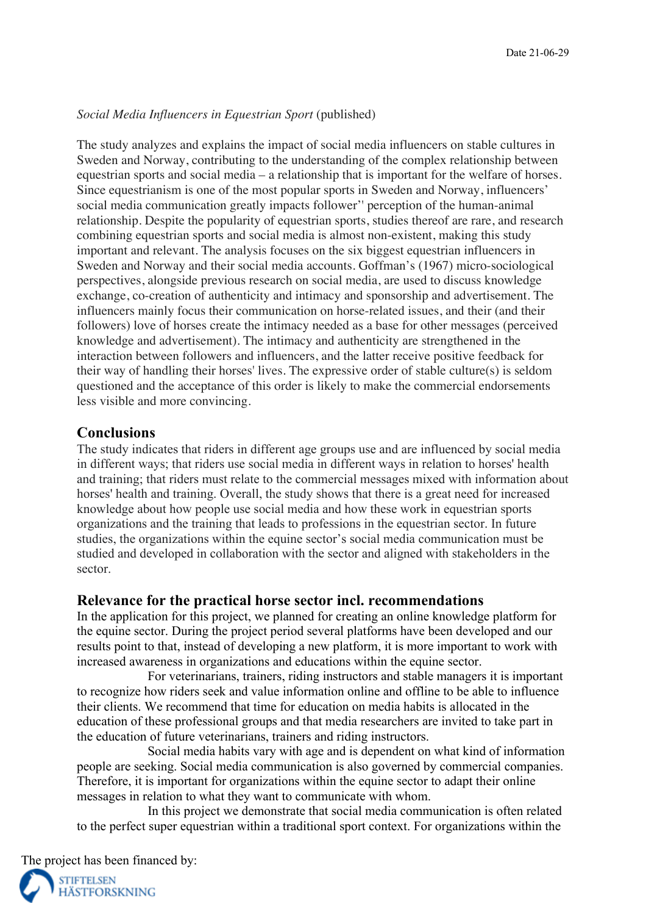*Social Media Influencers in Equestrian Sport* (published)

The study analyzes and explains the impact of social media influencers on stable cultures in Sweden and Norway, contributing to the understanding of the complex relationship between equestrian sports and social media – a relationship that is important for the welfare of horses. Since equestrianism is one of the most popular sports in Sweden and Norway, influencers' social media communication greatly impacts follower'' perception of the human-animal relationship. Despite the popularity of equestrian sports, studies thereof are rare, and research combining equestrian sports and social media is almost non-existent, making this study important and relevant. The analysis focuses on the six biggest equestrian influencers in Sweden and Norway and their social media accounts. Goffman's (1967) micro-sociological perspectives, alongside previous research on social media, are used to discuss knowledge exchange, co-creation of authenticity and intimacy and sponsorship and advertisement. The influencers mainly focus their communication on horse-related issues, and their (and their followers) love of horses create the intimacy needed as a base for other messages (perceived knowledge and advertisement). The intimacy and authenticity are strengthened in the interaction between followers and influencers, and the latter receive positive feedback for their way of handling their horses' lives. The expressive order of stable culture(s) is seldom questioned and the acceptance of this order is likely to make the commercial endorsements less visible and more convincing.

## Conclusions

The study indicates that riders in different age groups use and are influenced by social media in different ways; that riders use social media in different ways in relation to horses' health and training; that riders must relate to the commercial messages mixed with information about horses' health and training. Overall, the study shows that there is a great need for increased knowledge about how people use social media and how these work in equestrian sports organizations and the training that leads to professions in the equestrian sector. In future studies, the organizations within the equine sector's social media communication must be studied and developed in collaboration with the sector and aligned with stakeholders in the sector.

## Relevance for the practical horse sector incl. recommendations

In the application for this project, we planned for creating an online knowledge platform for the equine sector. During the project period several platforms have been developed and our results point to that, instead of developing a new platform, it is more important to work with increased awareness in organizations and educations within the equine sector.

For veterinarians, trainers, riding instructors and stable managers it is important to recognize how riders seek and value information online and offline to be able to influence their clients. We recommend that time for education on media habits is allocated in the education of these professional groups and that media researchers are invited to take part in the education of future veterinarians, trainers and riding instructors.

Social media habits vary with age and is dependent on what kind of information people are seeking. Social media communication is also governed by commercial companies. Therefore, it is important for organizations within the equine sector to adapt their online messages in relation to what they want to communicate with whom.

In this project we demonstrate that social media communication is often related to the perfect super equestrian within a traditional sport context. For organizations within the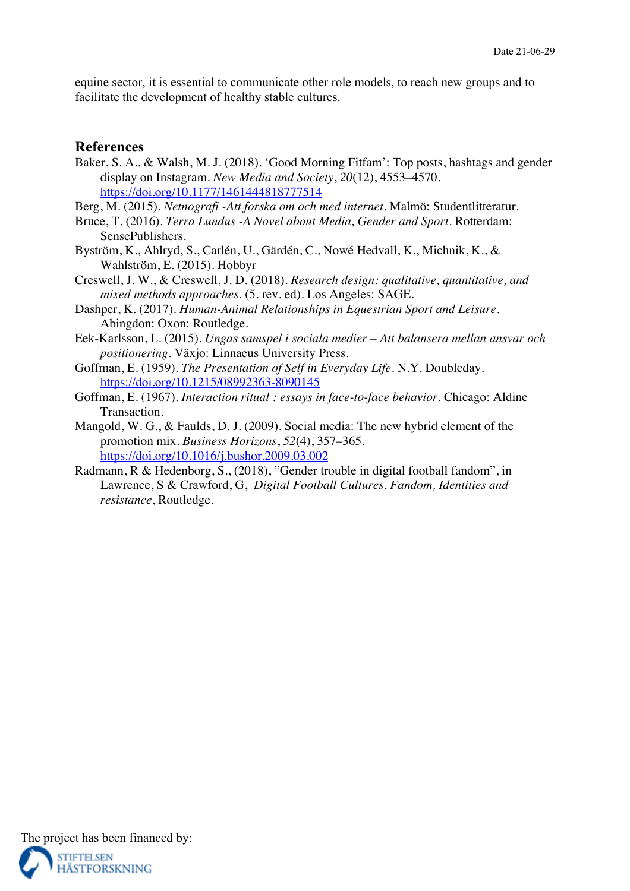equine sector, it is essential to communicate other role models, to reach new groups and to facilitate the development of healthy stable cultures.

## References

Baker, S. A., & Walsh, M. J. (2018). 'Good Morning Fitfam': Top posts, hashtags and gender display on Instagram. *New Media and Society*, *20*(12), 4553–4570. https://doi.org/10.1177/1461444818777514

Berg, M. (2015). *Netnografi -Att forska om och med internet*. Malmö: Studentlitteratur.

Bruce, T. (2016). *Terra Lundus -A Novel about Media, Gender and Sport*. Rotterdam: SensePublishers.

Byström, K., Ahlryd, S., Carlén, U., Gärdén, C., Nowé Hedvall, K., Michnik, K., & Wahlström, E. (2015). Hobbyr

Creswell, J. W., & Creswell, J. D. (2018). *Research design: qualitative, quantitative, and mixed methods approaches*. (5. rev. ed). Los Angeles: SAGE.

Dashper, K. (2017). *Human-Animal Relationships in Equestrian Sport and Leisure*. Abingdon: Oxon: Routledge.

Eek-Karlsson, L. (2015). *Ungas samspel i sociala medier – Att balansera mellan ansvar och positionering*. Växjo: Linnaeus University Press.

Goffman, E. (1959). *The Presentation of Self in Everyday Life*. N.Y. Doubleday. https://doi.org/10.1215/08992363-8090145

Goffman, E. (1967). *Interaction ritual : essays in face-to-face behavior*. Chicago: Aldine Transaction.

Mangold, W. G., & Faulds, D. J. (2009). Social media: The new hybrid element of the promotion mix. *Business Horizons*, *52*(4), 357–365. https://doi.org/10.1016/j.bushor.2009.03.002

Radmann, R & Hedenborg, S., (2018), "Gender trouble in digital football fandom", in Lawrence, S & Crawford, G, *Digital Football Cultures. Fandom, Identities and resistance*, Routledge.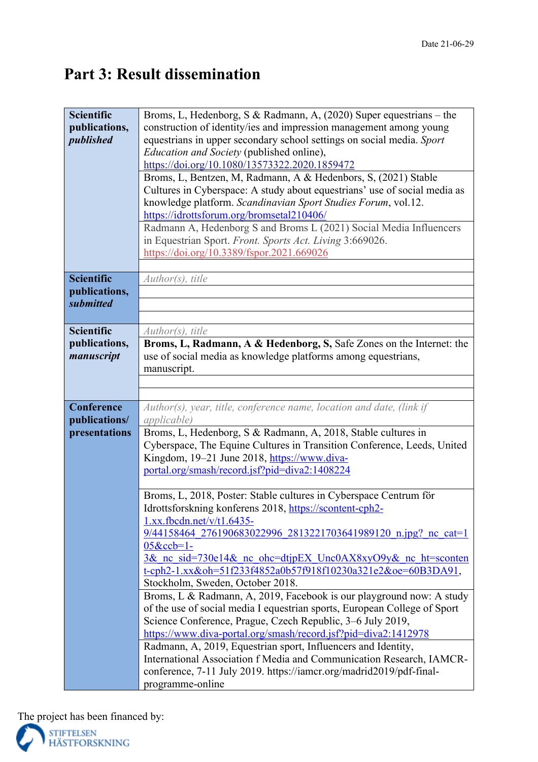Date 21-06-29

# Part 3: Result dissemination

| | |
|---|---|
| **Scientific publications, *published*** | Broms, L, Hedenborg, S & Radmann, A, (2020) Super equestrians – the construction of identity/ies and impression management among young equestrians in upper secondary school settings on social media. *Sport Education and Society* (published online), https://doi.org/10.1080/13573322.2020.1859472 |
| | Broms, L, Bentzen, M, Radmann, A & Hedenbors, S, (2021) Stable Cultures in Cyberspace: A study about equestrians' use of social media as knowledge platform. *Scandinavian Sport Studies Forum*, vol.12. https://idrottsforum.org/bromsetal210406/ |
| | Radmann A, Hedenborg S and Broms L (2021) Social Media Influencers in Equestrian Sport. *Front. Sports Act. Living* 3:669026. https://doi.org/10.3389/fspor.2021.669026 |
| | |
| **Scientific publications, *submitted*** | *Author(s), title* |
| | |
| | |
| | |
| **Scientific publications, *manuscript*** | *Author(s), title* |
| | **Broms, L, Radmann, A & Hedenborg, S,** Safe Zones on the Internet: the use of social media as knowledge platforms among equestrians, manuscript. |
| | |
| | |
| **Conference publications/ presentations** | *Author(s), year, title, conference name, location and date, (link if applicable)* |
| | Broms, L, Hedenborg, S & Radmann, A, 2018, Stable cultures in Cyberspace, The Equine Cultures in Transition Conference, Leeds, United Kingdom, 19–21 June 2018, https://www.diva-portal.org/smash/record.jsf?pid=diva2:1408224 |
| | Broms, L, 2018, Poster: Stable cultures in Cyberspace Centrum för Idrottsforskning konferens 2018, https://scontent-cph2-1.xx.fbcdn.net/v/t1.6435-9/44158464_276190683022996_2813221703641989120_n.jpg?_nc_cat=105&ccb=1-3&_nc_sid=730e14&_nc_ohc=dtjpEX_Unc0AX8xyO9y&_nc_ht=scontent-cph2-1.xx&oh=51f233f4852a0b57f918f10230a321e2&oe=60B3DA91, Stockholm, Sweden, October 2018. |
| | Broms, L & Radmann, A, 2019, Facebook is our playground now: A study of the use of social media I equestrian sports, European College of Sport Science Conference, Prague, Czech Republic, 3–6 July 2019, https://www.diva-portal.org/smash/record.jsf?pid=diva2:1412978 |
| | Radmann, A, 2019, Equestrian sport, Influencers and Identity, International Association f Media and Communication Research, IAMCR-conference, 7-11 July 2019. https://iamcr.org/madrid2019/pdf-final-programme-online |

The project has been financed by:

STIFTELSEN HÄSTFORSKNING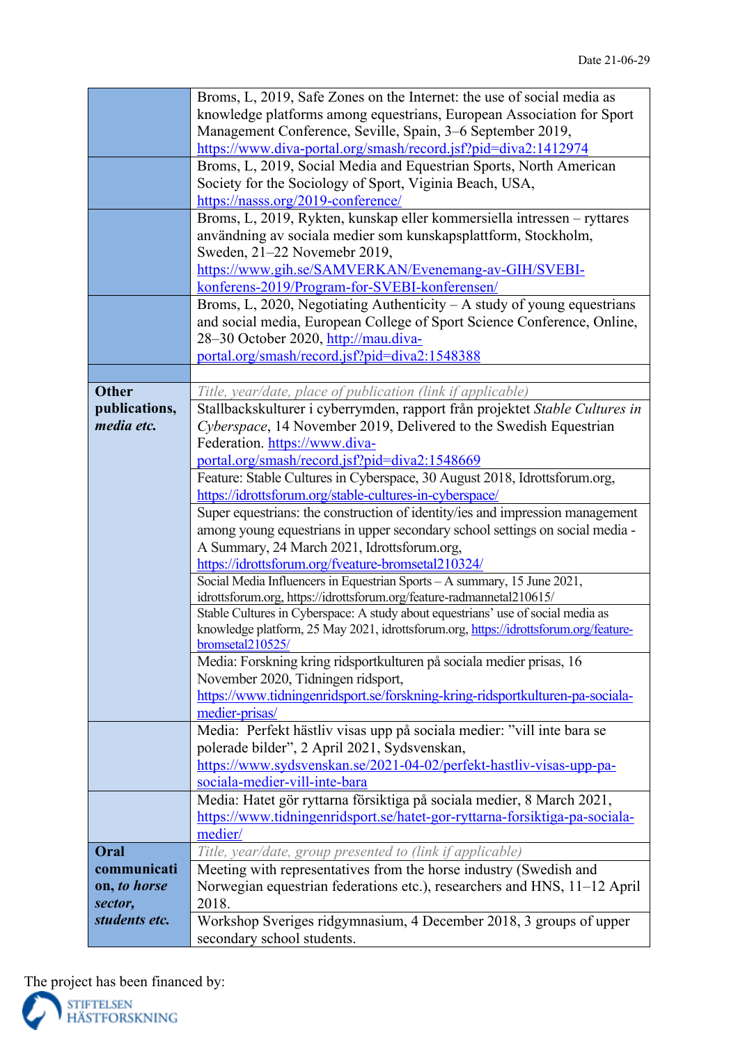Date 21-06-29

| | |
|---|---|
| | Broms, L, 2019, Safe Zones on the Internet: the use of social media as knowledge platforms among equestrians, European Association for Sport Management Conference, Seville, Spain, 3–6 September 2019, https://www.diva-portal.org/smash/record.jsf?pid=diva2:1412974 |
| | Broms, L, 2019, Social Media and Equestrian Sports, North American Society for the Sociology of Sport, Viginia Beach, USA, https://nasss.org/2019-conference/ |
| | Broms, L, 2019, Rykten, kunskap eller kommersiella intressen – ryttares användning av sociala medier som kunskapsplattform, Stockholm, Sweden, 21–22 Novemebr 2019, https://www.gih.se/SAMVERKAN/Evenemang-av-GIH/SVEBI-konferens-2019/Program-for-SVEBI-konferensen/ |
| | Broms, L, 2020, Negotiating Authenticity – A study of young equestrians and social media, European College of Sport Science Conference, Online, 28–30 October 2020, http://mau.diva-portal.org/smash/record.jsf?pid=diva2:1548388 |
| | |
| **Other publications, *media etc.*** | *Title, year/date, place of publication (link if applicable)* |
| | Stallbackskulturer i cyberrymden, rapport från projektet *Stable Cultures in Cyberspace*, 14 November 2019, Delivered to the Swedish Equestrian Federation. https://www.diva-portal.org/smash/record.jsf?pid=diva2:1548669 |
| | Feature: Stable Cultures in Cyberspace, 30 August 2018, Idrottsforum.org, https://idrottsforum.org/stable-cultures-in-cyberspace/ |
| | Super equestrians: the construction of identity/ies and impression management among young equestrians in upper secondary school settings on social media - A Summary, 24 March 2021, Idrottsforum.org, https://idrottsforum.org/fveature-bromsetal210324/ |
| | Social Media Influencers in Equestrian Sports – A summary, 15 June 2021, idrottsforum.org, https://idrottsforum.org/feature-radmannetal210615/ |
| | Stable Cultures in Cyberspace: A study about equestrians' use of social media as knowledge platform, 25 May 2021, idrottsforum.org, https://idrottsforum.org/feature-bromsetal210525/ |
| | Media: Forskning kring ridsportkulturen på sociala medier prisas, 16 November 2020, Tidningen ridsport, https://www.tidningenridsport.se/forskning-kring-ridsportkulturen-pa-sociala-medier-prisas/ |
| | Media: Perfekt hästliv visas upp på sociala medier: "vill inte bara se polerade bilder", 2 April 2021, Sydsvenskan, https://www.sydsvenskan.se/2021-04-02/perfekt-hastliv-visas-upp-pa-sociala-medier-vill-inte-bara |
| | Media: Hatet gör ryttarna försiktiga på sociala medier, 8 March 2021, https://www.tidningenridsport.se/hatet-gor-ryttarna-forsiktiga-pa-sociala-medier/ |
| **Oral communication, *to horse sector, students etc.*** | *Title, year/date, group presented to (link if applicable)* |
| | Meeting with representatives from the horse industry (Swedish and Norwegian equestrian federations etc.), researchers and HNS, 11–12 April 2018. |
| | Workshop Sveriges ridgymnasium, 4 December 2018, 3 groups of upper secondary school students. |

The project has been financed by:

STIFTELSEN HÄSTFORSKNING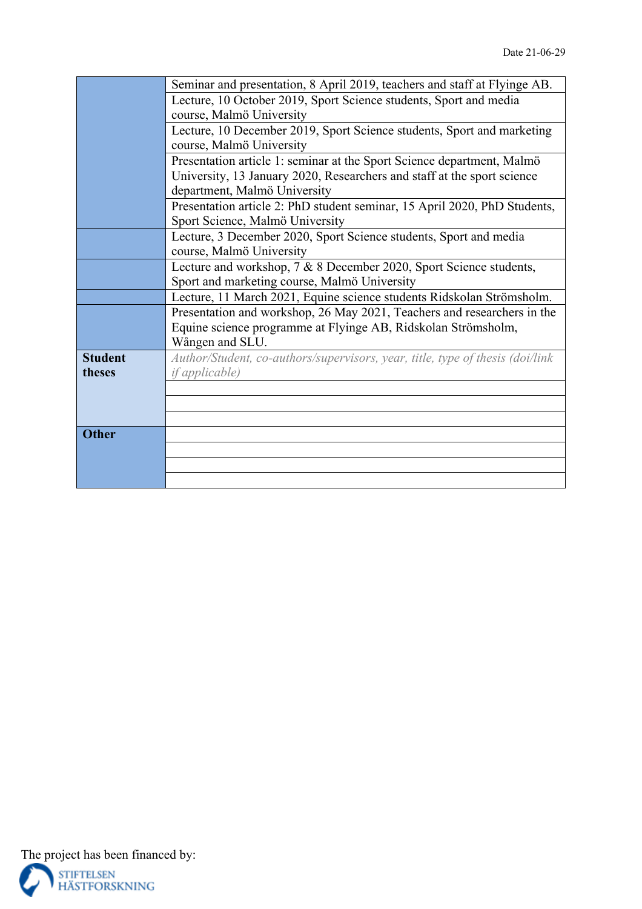Date 21-06-29

| | |
|---|---|
| | Seminar and presentation, 8 April 2019, teachers and staff at Flyinge AB. |
| | Lecture, 10 October 2019, Sport Science students, Sport and media course, Malmö University |
| | Lecture, 10 December 2019, Sport Science students, Sport and marketing course, Malmö University |
| | Presentation article 1: seminar at the Sport Science department, Malmö University, 13 January 2020, Researchers and staff at the sport science department, Malmö University |
| | Presentation article 2: PhD student seminar, 15 April 2020, PhD Students, Sport Science, Malmö University |
| | Lecture, 3 December 2020, Sport Science students, Sport and media course, Malmö University |
| | Lecture and workshop, 7 & 8 December 2020, Sport Science students, Sport and marketing course, Malmö University |
| | Lecture, 11 March 2021, Equine science students Ridskolan Strömsholm. |
| | Presentation and workshop, 26 May 2021, Teachers and researchers in the Equine science programme at Flyinge AB, Ridskolan Strömsholm, Wången and SLU. |
| **Student theses** | *Author/Student, co-authors/supervisors, year, title, type of thesis (doi/link if applicable)* |
| | |
| | |
| | |
| **Other** | |
| | |
| | |
| | |

The project has been financed by:

STIFTELSEN HÄSTFORSKNING